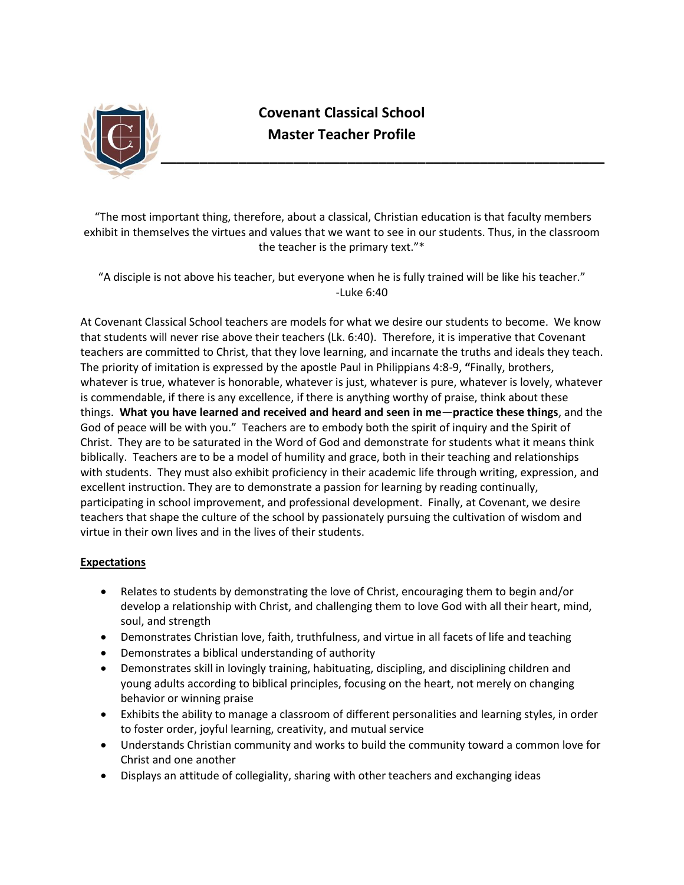# Covenant Classical School
## Master Teacher Profile

"The most important thing, therefore, about a classical, Christian education is that faculty members exhibit in themselves the virtues and values that we want to see in our students. Thus, in the classroom the teacher is the primary text."*

"A disciple is not above his teacher, but everyone when he is fully trained will be like his teacher."
-Luke 6:40

At Covenant Classical School teachers are models for what we desire our students to become. We know that students will never rise above their teachers (Lk. 6:40). Therefore, it is imperative that Covenant teachers are committed to Christ, that they love learning, and incarnate the truths and ideals they teach. The priority of imitation is expressed by the apostle Paul in Philippians 4:8-9, **"**Finally, brothers, whatever is true, whatever is honorable, whatever is just, whatever is pure, whatever is lovely, whatever is commendable, if there is any excellence, if there is anything worthy of praise, think about these things. **What you have learned and received and heard and seen in me**—**practice these things**, and the God of peace will be with you." Teachers are to embody both the spirit of inquiry and the Spirit of Christ. They are to be saturated in the Word of God and demonstrate for students what it means think biblically. Teachers are to be a model of humility and grace, both in their teaching and relationships with students. They must also exhibit proficiency in their academic life through writing, expression, and excellent instruction. They are to demonstrate a passion for learning by reading continually, participating in school improvement, and professional development. Finally, at Covenant, we desire teachers that shape the culture of the school by passionately pursuing the cultivation of wisdom and virtue in their own lives and in the lives of their students.

**Expectations**

- Relates to students by demonstrating the love of Christ, encouraging them to begin and/or develop a relationship with Christ, and challenging them to love God with all their heart, mind, soul, and strength
- Demonstrates Christian love, faith, truthfulness, and virtue in all facets of life and teaching
- Demonstrates a biblical understanding of authority
- Demonstrates skill in lovingly training, habituating, discipling, and disciplining children and young adults according to biblical principles, focusing on the heart, not merely on changing behavior or winning praise
- Exhibits the ability to manage a classroom of different personalities and learning styles, in order to foster order, joyful learning, creativity, and mutual service
- Understands Christian community and works to build the community toward a common love for Christ and one another
- Displays an attitude of collegiality, sharing with other teachers and exchanging ideas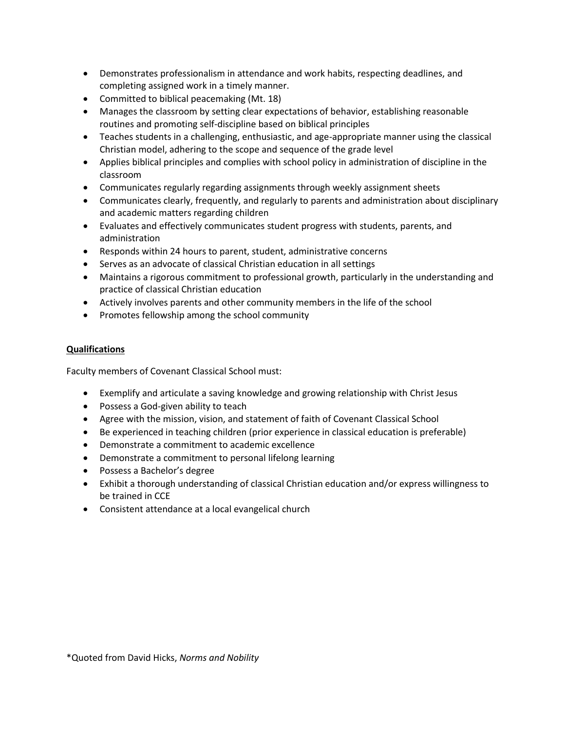- Demonstrates professionalism in attendance and work habits, respecting deadlines, and completing assigned work in a timely manner.
- Committed to biblical peacemaking (Mt. 18)
- Manages the classroom by setting clear expectations of behavior, establishing reasonable routines and promoting self-discipline based on biblical principles
- Teaches students in a challenging, enthusiastic, and age-appropriate manner using the classical Christian model, adhering to the scope and sequence of the grade level
- Applies biblical principles and complies with school policy in administration of discipline in the classroom
- Communicates regularly regarding assignments through weekly assignment sheets
- Communicates clearly, frequently, and regularly to parents and administration about disciplinary and academic matters regarding children
- Evaluates and effectively communicates student progress with students, parents, and administration
- Responds within 24 hours to parent, student, administrative concerns
- Serves as an advocate of classical Christian education in all settings
- Maintains a rigorous commitment to professional growth, particularly in the understanding and practice of classical Christian education
- Actively involves parents and other community members in the life of the school
- Promotes fellowship among the school community

**<u>Qualifications</u>**

Faculty members of Covenant Classical School must:

- Exemplify and articulate a saving knowledge and growing relationship with Christ Jesus
- Possess a God-given ability to teach
- Agree with the mission, vision, and statement of faith of Covenant Classical School
- Be experienced in teaching children (prior experience in classical education is preferable)
- Demonstrate a commitment to academic excellence
- Demonstrate a commitment to personal lifelong learning
- Possess a Bachelor's degree
- Exhibit a thorough understanding of classical Christian education and/or express willingness to be trained in CCE
- Consistent attendance at a local evangelical church

*Quoted from David Hicks, *Norms and Nobility*